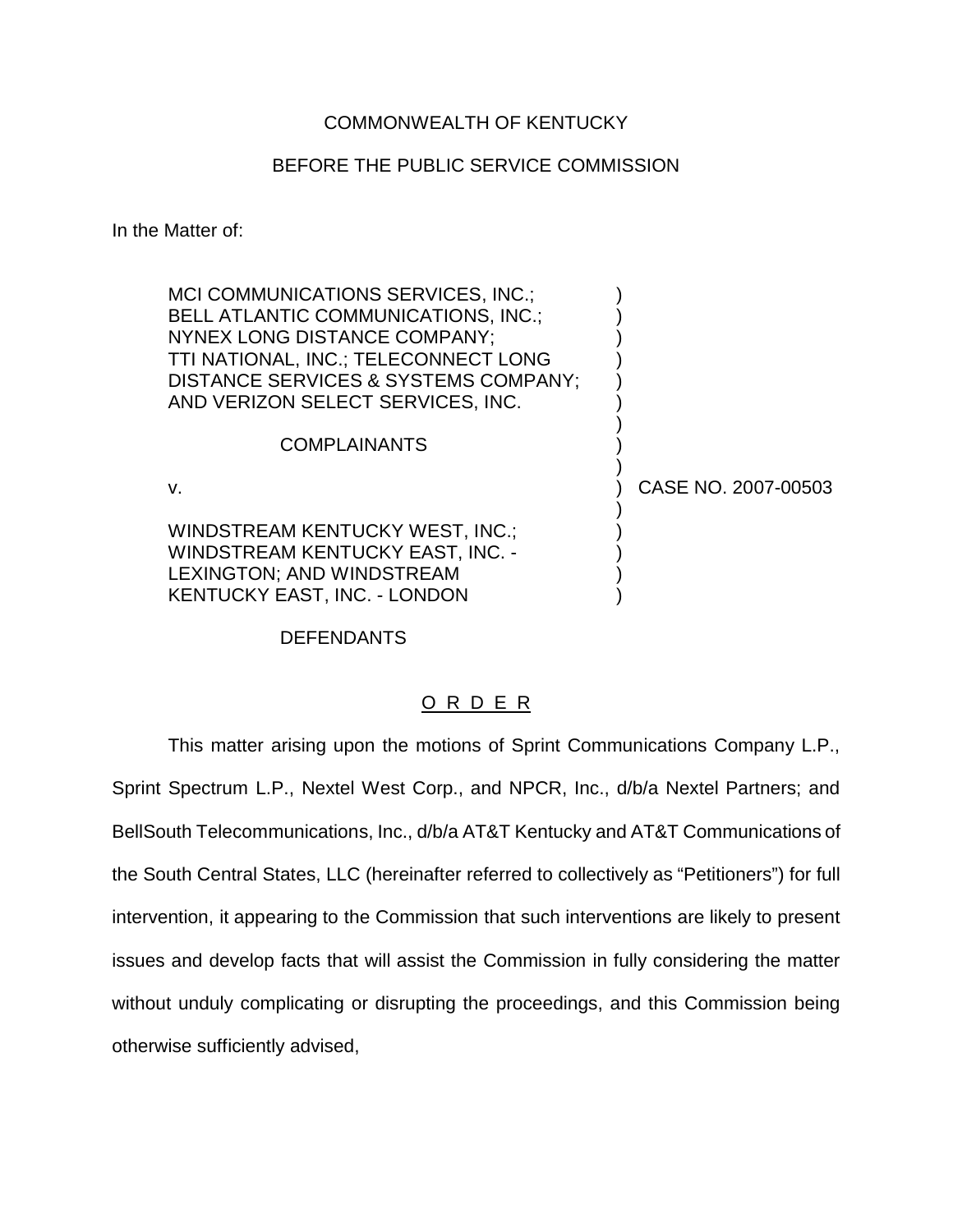COMMONWEALTH OF KENTUCKY

BEFORE THE PUBLIC SERVICE COMMISSION

In the Matter of:

| | | |
|---|---|---|
| MCI COMMUNICATIONS SERVICES, INC.; BELL ATLANTIC COMMUNICATIONS, INC.; NYNEX LONG DISTANCE COMPANY; TTI NATIONAL, INC.; TELECONNECT LONG DISTANCE SERVICES & SYSTEMS COMPANY; AND VERIZON SELECT SERVICES, INC. | ) | |
| COMPLAINANTS | ) | |
| v. | ) | CASE NO. 2007-00503 |
| WINDSTREAM KENTUCKY WEST, INC.; WINDSTREAM KENTUCKY EAST, INC. - LEXINGTON; AND WINDSTREAM KENTUCKY EAST, INC. - LONDON | ) | |
| DEFENDANTS | | |

O R D E R

This matter arising upon the motions of Sprint Communications Company L.P., Sprint Spectrum L.P., Nextel West Corp., and NPCR, Inc., d/b/a Nextel Partners; and BellSouth Telecommunications, Inc., d/b/a AT&T Kentucky and AT&T Communications of the South Central States, LLC (hereinafter referred to collectively as "Petitioners") for full intervention, it appearing to the Commission that such interventions are likely to present issues and develop facts that will assist the Commission in fully considering the matter without unduly complicating or disrupting the proceedings, and this Commission being otherwise sufficiently advised,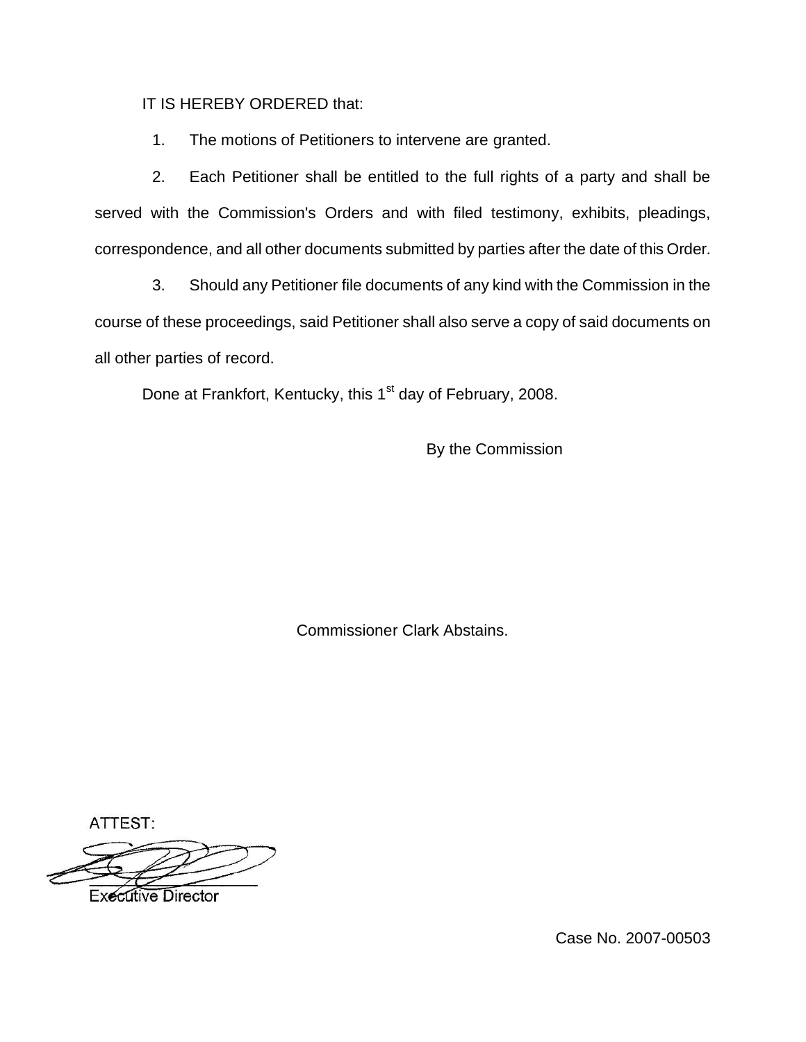IT IS HEREBY ORDERED that:

1. The motions of Petitioners to intervene are granted.

2. Each Petitioner shall be entitled to the full rights of a party and shall be served with the Commission's Orders and with filed testimony, exhibits, pleadings, correspondence, and all other documents submitted by parties after the date of this Order.

3. Should any Petitioner file documents of any kind with the Commission in the course of these proceedings, said Petitioner shall also serve a copy of said documents on all other parties of record.

Done at Frankfort, Kentucky, this 1st day of February, 2008.

By the Commission

Commissioner Clark Abstains.

ATTEST:

Executive Director

Case No. 2007-00503